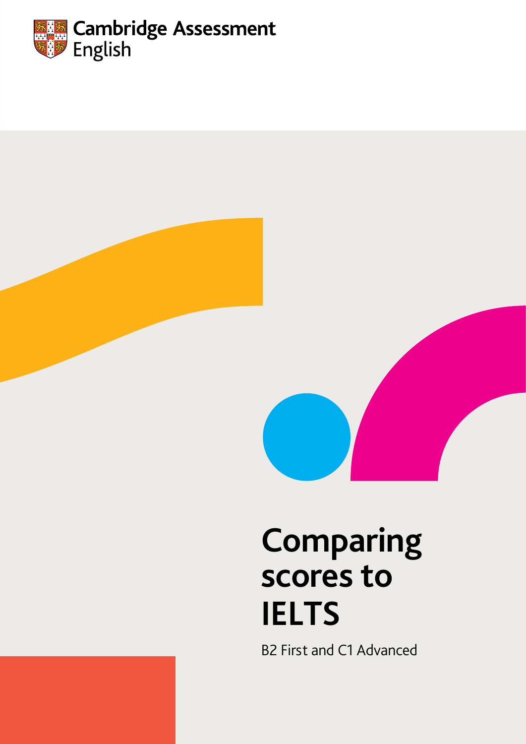Cambridge Assessment English

# Comparing scores to IELTS

B2 First and C1 Advanced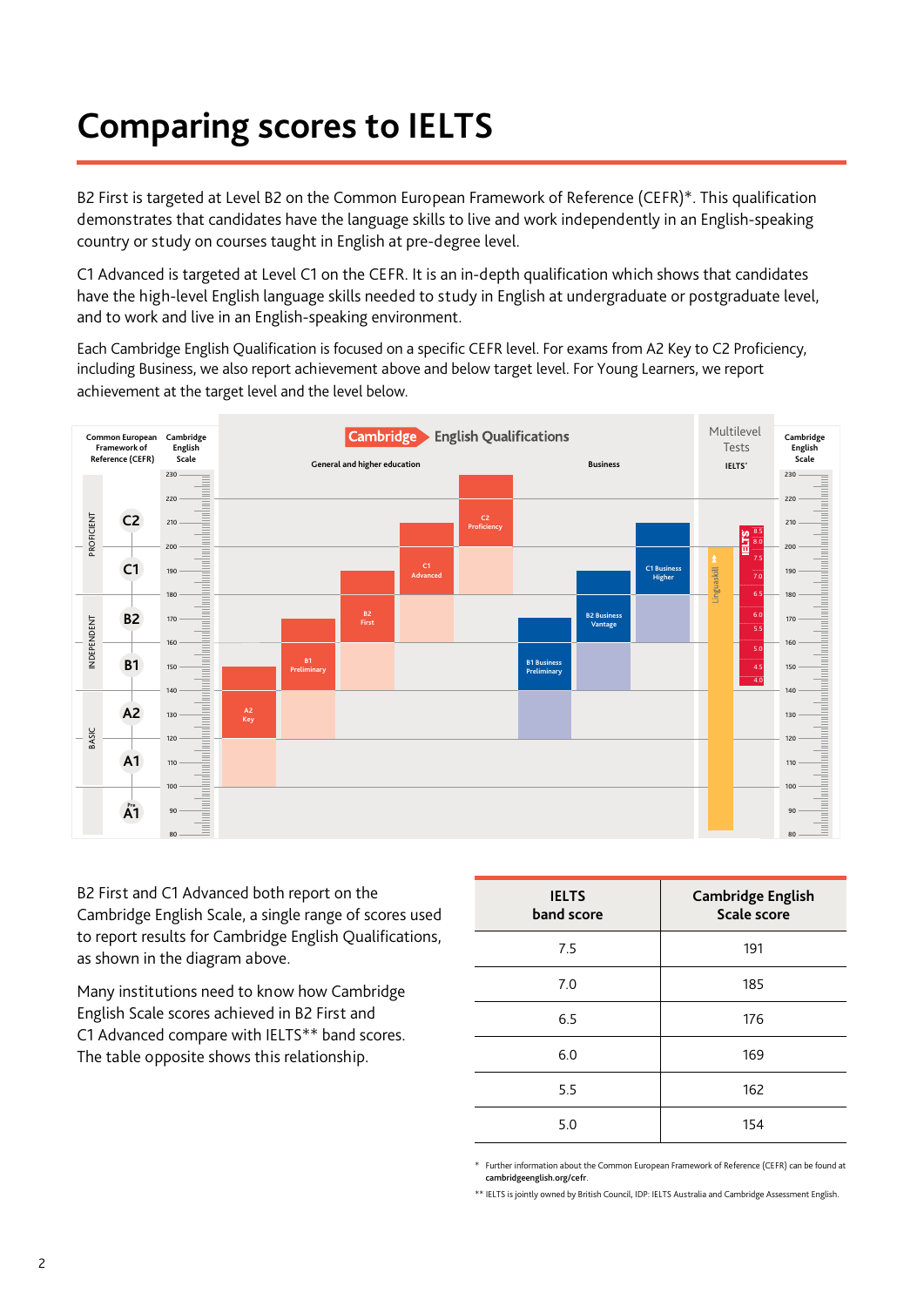# Comparing scores to IELTS

B2 First is targeted at Level B2 on the Common European Framework of Reference (CEFR)*. This qualification demonstrates that candidates have the language skills to live and work independently in an English-speaking country or study on courses taught in English at pre-degree level.

C1 Advanced is targeted at Level C1 on the CEFR. It is an in-depth qualification which shows that candidates have the high-level English language skills needed to study in English at undergraduate or postgraduate level, and to work and live in an English-speaking environment.

Each Cambridge English Qualification is focused on a specific CEFR level. For exams from A2 Key to C2 Proficiency, including Business, we also report achievement above and below target level. For Young Learners, we report achievement at the target level and the level below.

B2 First and C1 Advanced both report on the Cambridge English Scale, a single range of scores used to report results for Cambridge English Qualifications, as shown in the diagram above.

Many institutions need to know how Cambridge English Scale scores achieved in B2 First and C1 Advanced compare with IELTS** band scores. The table opposite shows this relationship.

| IELTS band score | Cambridge English Scale score |
|---|---|
| 7.5 | 191 |
| 7.0 | 185 |
| 6.5 | 176 |
| 6.0 | 169 |
| 5.5 | 162 |
| 5.0 | 154 |

\* Further information about the Common European Framework of Reference (CEFR) can be found at **cambridgeenglish.org/cefr**.

** IELTS is jointly owned by British Council, IDP: IELTS Australia and Cambridge Assessment English.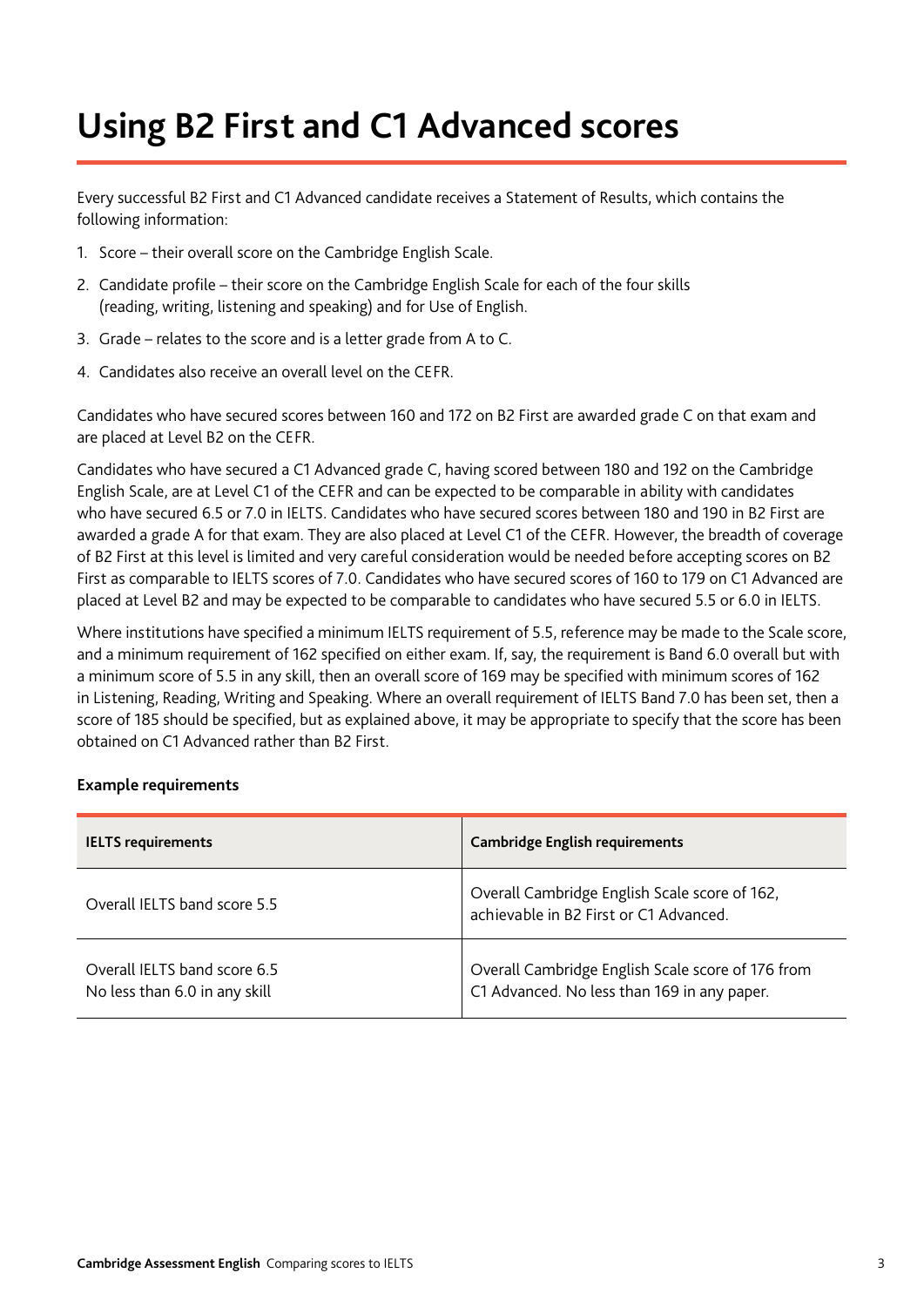# Using B2 First and C1 Advanced scores

Every successful B2 First and C1 Advanced candidate receives a Statement of Results, which contains the following information:

1. Score – their overall score on the Cambridge English Scale.
2. Candidate profile – their score on the Cambridge English Scale for each of the four skills (reading, writing, listening and speaking) and for Use of English.
3. Grade – relates to the score and is a letter grade from A to C.
4. Candidates also receive an overall level on the CEFR.

Candidates who have secured scores between 160 and 172 on B2 First are awarded grade C on that exam and are placed at Level B2 on the CEFR.

Candidates who have secured a C1 Advanced grade C, having scored between 180 and 192 on the Cambridge English Scale, are at Level C1 of the CEFR and can be expected to be comparable in ability with candidates who have secured 6.5 or 7.0 in IELTS. Candidates who have secured scores between 180 and 190 in B2 First are awarded a grade A for that exam. They are also placed at Level C1 of the CEFR. However, the breadth of coverage of B2 First at this level is limited and very careful consideration would be needed before accepting scores on B2 First as comparable to IELTS scores of 7.0. Candidates who have secured scores of 160 to 179 on C1 Advanced are placed at Level B2 and may be expected to be comparable to candidates who have secured 5.5 or 6.0 in IELTS.

Where institutions have specified a minimum IELTS requirement of 5.5, reference may be made to the Scale score, and a minimum requirement of 162 specified on either exam. If, say, the requirement is Band 6.0 overall but with a minimum score of 5.5 in any skill, then an overall score of 169 may be specified with minimum scores of 162 in Listening, Reading, Writing and Speaking. Where an overall requirement of IELTS Band 7.0 has been set, then a score of 185 should be specified, but as explained above, it may be appropriate to specify that the score has been obtained on C1 Advanced rather than B2 First.

**Example requirements**

| IELTS requirements | Cambridge English requirements |
| --- | --- |
| Overall IELTS band score 5.5 | Overall Cambridge English Scale score of 162, achievable in B2 First or C1 Advanced. |
| Overall IELTS band score 6.5<br>No less than 6.0 in any skill | Overall Cambridge English Scale score of 176 from C1 Advanced. No less than 169 in any paper. |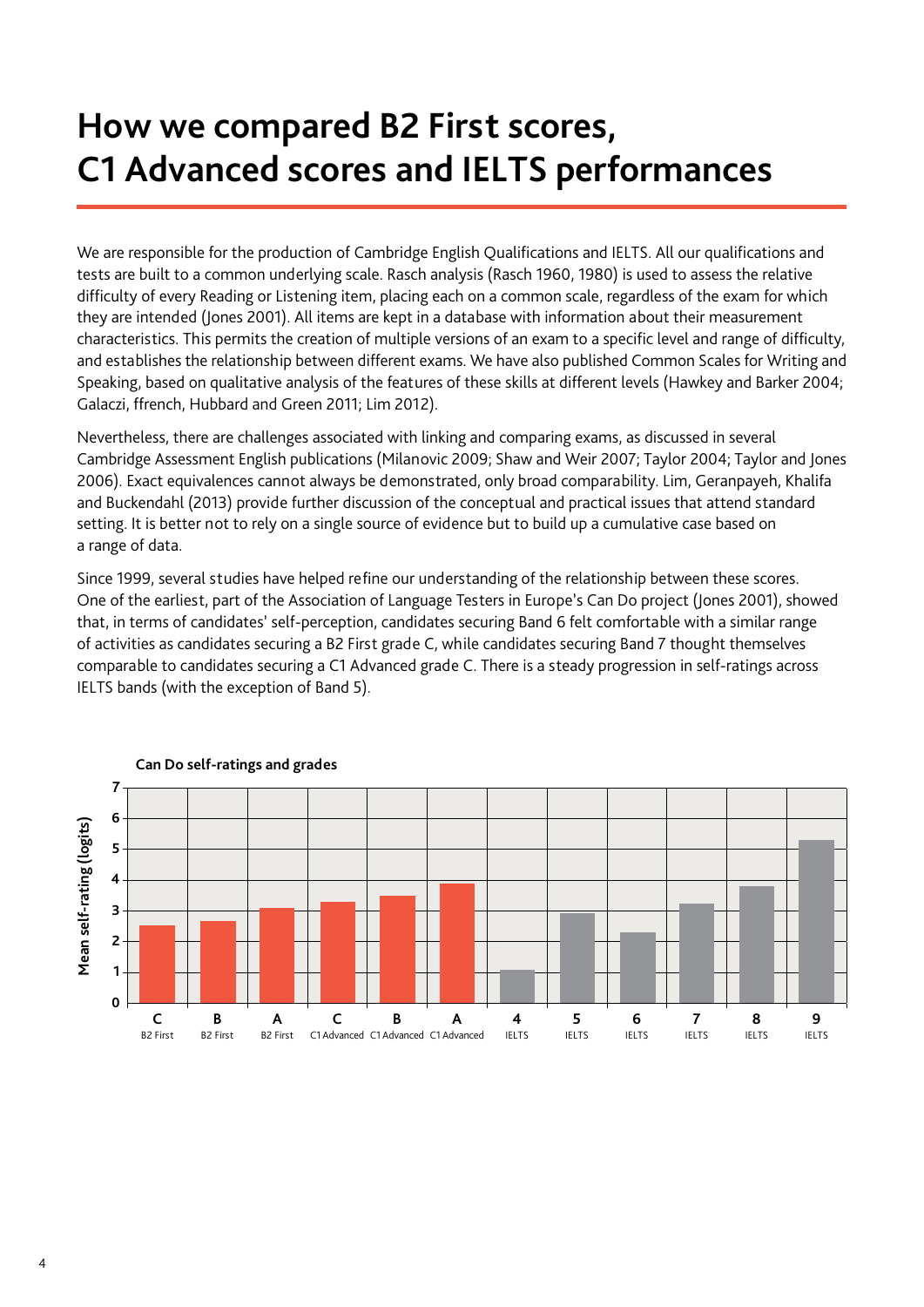# How we compared B2 First scores, C1 Advanced scores and IELTS performances

We are responsible for the production of Cambridge English Qualifications and IELTS. All our qualifications and tests are built to a common underlying scale. Rasch analysis (Rasch 1960, 1980) is used to assess the relative difficulty of every Reading or Listening item, placing each on a common scale, regardless of the exam for which they are intended (Jones 2001). All items are kept in a database with information about their measurement characteristics. This permits the creation of multiple versions of an exam to a specific level and range of difficulty, and establishes the relationship between different exams. We have also published Common Scales for Writing and Speaking, based on qualitative analysis of the features of these skills at different levels (Hawkey and Barker 2004; Galaczi, ffrench, Hubbard and Green 2011; Lim 2012).

Nevertheless, there are challenges associated with linking and comparing exams, as discussed in several Cambridge Assessment English publications (Milanovic 2009; Shaw and Weir 2007; Taylor 2004; Taylor and Jones 2006). Exact equivalences cannot always be demonstrated, only broad comparability. Lim, Geranpayeh, Khalifa and Buckendahl (2013) provide further discussion of the conceptual and practical issues that attend standard setting. It is better not to rely on a single source of evidence but to build up a cumulative case based on a range of data.

Since 1999, several studies have helped refine our understanding of the relationship between these scores. One of the earliest, part of the Association of Language Testers in Europe's Can Do project (Jones 2001), showed that, in terms of candidates' self-perception, candidates securing Band 6 felt comfortable with a similar range of activities as candidates securing a B2 First grade C, while candidates securing Band 7 thought themselves comparable to candidates securing a C1 Advanced grade C. There is a steady progression in self-ratings across IELTS bands (with the exception of Band 5).

**Can Do self-ratings and grades**

| Grade/Band | Exam | Mean self-rating (logits) (approx.) |
|---|---|---|
| C | B2 First | 2.5 |
| B | B2 First | 2.7 |
| A | B2 First | 3.1 |
| C | C1 Advanced | 3.3 |
| B | C1 Advanced | 3.5 |
| A | C1 Advanced | 3.9 |
| 4 | IELTS | 1.1 |
| 5 | IELTS | 2.9 |
| 6 | IELTS | 2.3 |
| 7 | IELTS | 3.2 |
| 8 | IELTS | 3.8 |
| 9 | IELTS | 5.3 |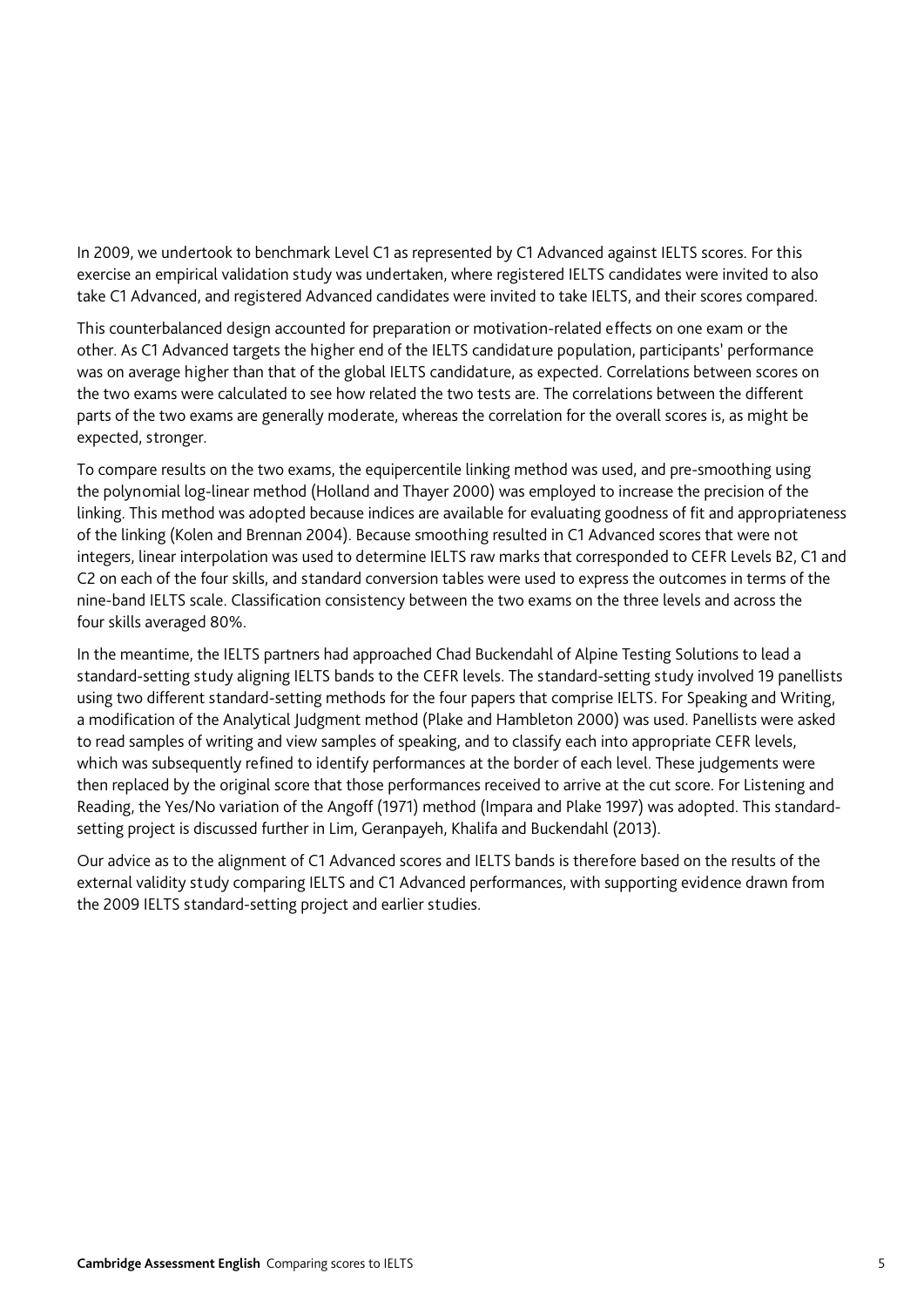In 2009, we undertook to benchmark Level C1 as represented by C1 Advanced against IELTS scores. For this exercise an empirical validation study was undertaken, where registered IELTS candidates were invited to also take C1 Advanced, and registered Advanced candidates were invited to take IELTS, and their scores compared.

This counterbalanced design accounted for preparation or motivation-related effects on one exam or the other. As C1 Advanced targets the higher end of the IELTS candidature population, participants' performance was on average higher than that of the global IELTS candidature, as expected. Correlations between scores on the two exams were calculated to see how related the two tests are. The correlations between the different parts of the two exams are generally moderate, whereas the correlation for the overall scores is, as might be expected, stronger.

To compare results on the two exams, the equipercentile linking method was used, and pre-smoothing using the polynomial log-linear method (Holland and Thayer 2000) was employed to increase the precision of the linking. This method was adopted because indices are available for evaluating goodness of fit and appropriateness of the linking (Kolen and Brennan 2004). Because smoothing resulted in C1 Advanced scores that were not integers, linear interpolation was used to determine IELTS raw marks that corresponded to CEFR Levels B2, C1 and C2 on each of the four skills, and standard conversion tables were used to express the outcomes in terms of the nine-band IELTS scale. Classification consistency between the two exams on the three levels and across the four skills averaged 80%.

In the meantime, the IELTS partners had approached Chad Buckendahl of Alpine Testing Solutions to lead a standard-setting study aligning IELTS bands to the CEFR levels. The standard-setting study involved 19 panellists using two different standard-setting methods for the four papers that comprise IELTS. For Speaking and Writing, a modification of the Analytical Judgment method (Plake and Hambleton 2000) was used. Panellists were asked to read samples of writing and view samples of speaking, and to classify each into appropriate CEFR levels, which was subsequently refined to identify performances at the border of each level. These judgements were then replaced by the original score that those performances received to arrive at the cut score. For Listening and Reading, the Yes/No variation of the Angoff (1971) method (Impara and Plake 1997) was adopted. This standard-setting project is discussed further in Lim, Geranpayeh, Khalifa and Buckendahl (2013).

Our advice as to the alignment of C1 Advanced scores and IELTS bands is therefore based on the results of the external validity study comparing IELTS and C1 Advanced performances, with supporting evidence drawn from the 2009 IELTS standard-setting project and earlier studies.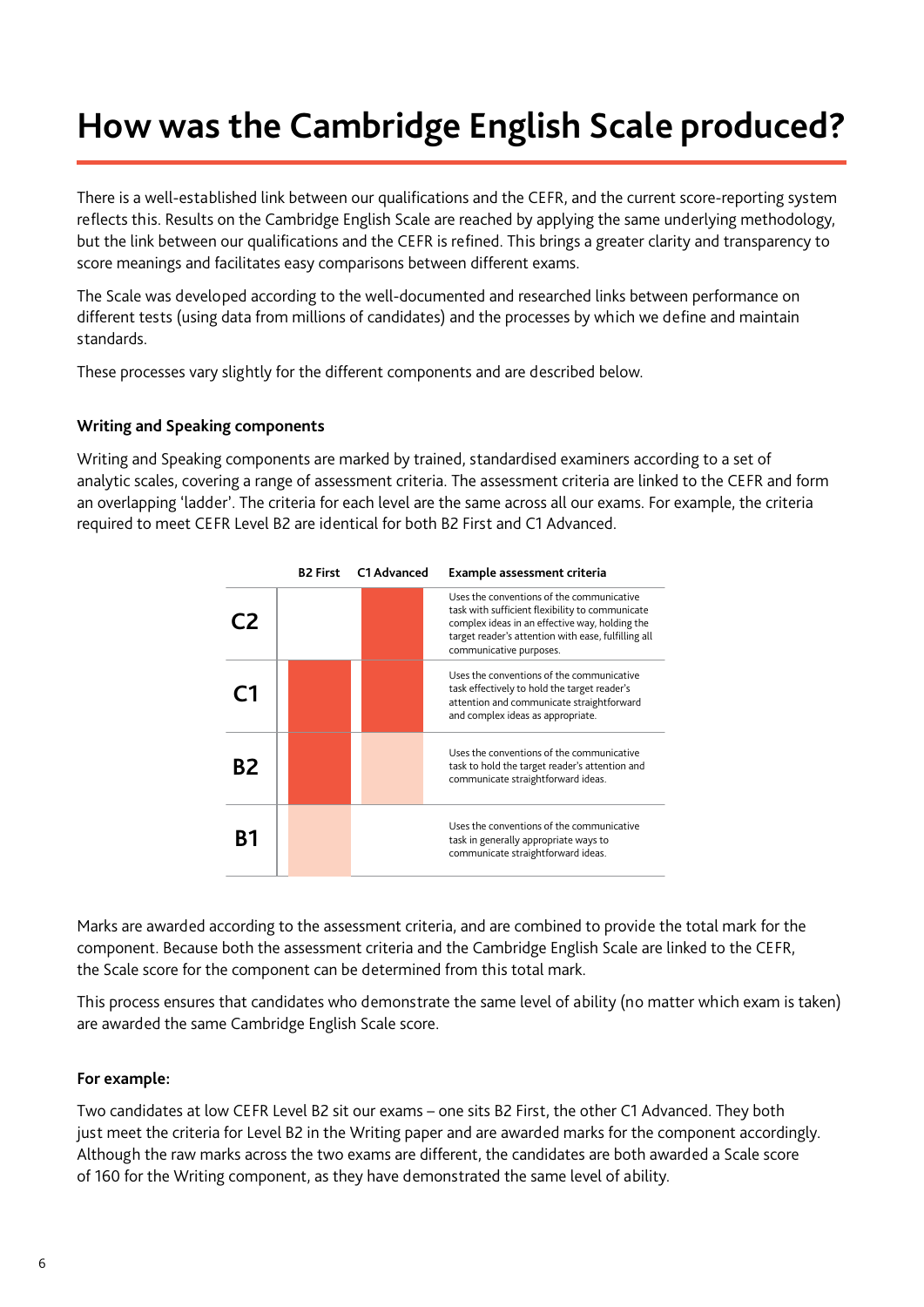# How was the Cambridge English Scale produced?

There is a well-established link between our qualifications and the CEFR, and the current score-reporting system reflects this. Results on the Cambridge English Scale are reached by applying the same underlying methodology, but the link between our qualifications and the CEFR is refined. This brings a greater clarity and transparency to score meanings and facilitates easy comparisons between different exams.

The Scale was developed according to the well-documented and researched links between performance on different tests (using data from millions of candidates) and the processes by which we define and maintain standards.

These processes vary slightly for the different components and are described below.

### Writing and Speaking components

Writing and Speaking components are marked by trained, standardised examiners according to a set of analytic scales, covering a range of assessment criteria. The assessment criteria are linked to the CEFR and form an overlapping 'ladder'. The criteria for each level are the same across all our exams. For example, the criteria required to meet CEFR Level B2 are identical for both B2 First and C1 Advanced.

| | B2 First | C1 Advanced | Example assessment criteria |
|---|---|---|---|
| **C2** | | | Uses the conventions of the communicative task with sufficient flexibility to communicate complex ideas in an effective way, holding the target reader's attention with ease, fulfilling all communicative purposes. |
| **C1** | | | Uses the conventions of the communicative task effectively to hold the target reader's attention and communicate straightforward and complex ideas as appropriate. |
| **B2** | | | Uses the conventions of the communicative task to hold the target reader's attention and communicate straightforward ideas. |
| **B1** | | | Uses the conventions of the communicative task in generally appropriate ways to communicate straightforward ideas. |

Marks are awarded according to the assessment criteria, and are combined to provide the total mark for the component. Because both the assessment criteria and the Cambridge English Scale are linked to the CEFR, the Scale score for the component can be determined from this total mark.

This process ensures that candidates who demonstrate the same level of ability (no matter which exam is taken) are awarded the same Cambridge English Scale score.

**For example:**

Two candidates at low CEFR Level B2 sit our exams – one sits B2 First, the other C1 Advanced. They both just meet the criteria for Level B2 in the Writing paper and are awarded marks for the component accordingly. Although the raw marks across the two exams are different, the candidates are both awarded a Scale score of 160 for the Writing component, as they have demonstrated the same level of ability.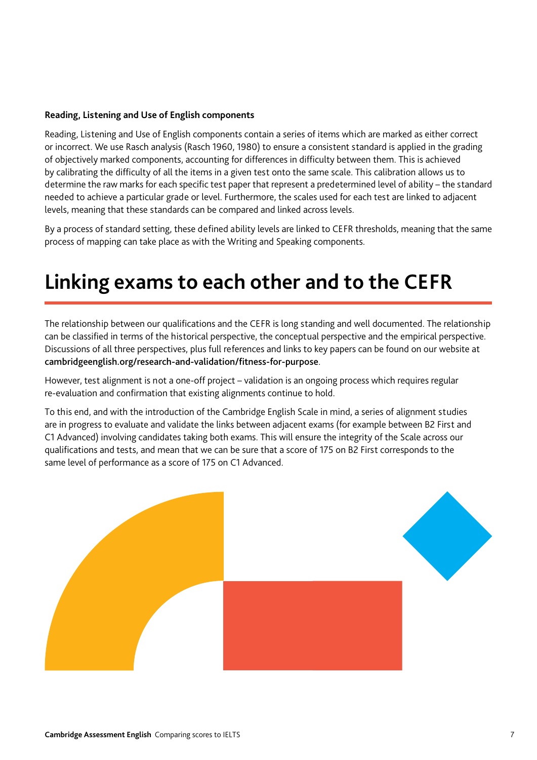### Reading, Listening and Use of English components

Reading, Listening and Use of English components contain a series of items which are marked as either correct or incorrect. We use Rasch analysis (Rasch 1960, 1980) to ensure a consistent standard is applied in the grading of objectively marked components, accounting for differences in difficulty between them. This is achieved by calibrating the difficulty of all the items in a given test onto the same scale. This calibration allows us to determine the raw marks for each specific test paper that represent a predetermined level of ability – the standard needed to achieve a particular grade or level. Furthermore, the scales used for each test are linked to adjacent levels, meaning that these standards can be compared and linked across levels.

By a process of standard setting, these defined ability levels are linked to CEFR thresholds, meaning that the same process of mapping can take place as with the Writing and Speaking components.

# Linking exams to each other and to the CEFR

The relationship between our qualifications and the CEFR is long standing and well documented. The relationship can be classified in terms of the historical perspective, the conceptual perspective and the empirical perspective. Discussions of all three perspectives, plus full references and links to key papers can be found on our website at **cambridgeenglish.org/research-and-validation/fitness-for-purpose**.

However, test alignment is not a one-off project – validation is an ongoing process which requires regular re-evaluation and confirmation that existing alignments continue to hold.

To this end, and with the introduction of the Cambridge English Scale in mind, a series of alignment studies are in progress to evaluate and validate the links between adjacent exams (for example between B2 First and C1 Advanced) involving candidates taking both exams. This will ensure the integrity of the Scale across our qualifications and tests, and mean that we can be sure that a score of 175 on B2 First corresponds to the same level of performance as a score of 175 on C1 Advanced.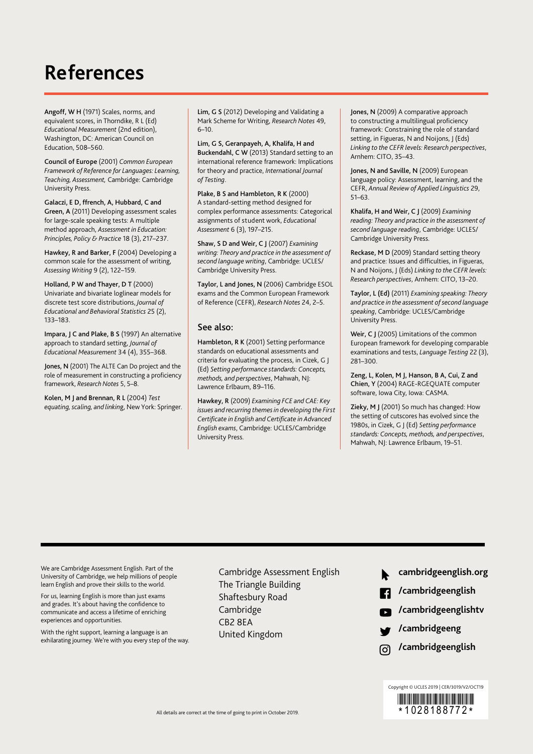# References

**Angoff, W H** (1971) Scales, norms, and equivalent scores, in Thorndike, R L (Ed) *Educational Measurement* (2nd edition), Washington, DC: American Council on Education, 508–560.

**Council of Europe** (2001) *Common European Framework of Reference for Languages: Learning, Teaching, Assessment,* Cambridge: Cambridge University Press.

**Galaczi, E D, ffrench, A, Hubbard, C and Green, A** (2011) Developing assessment scales for large-scale speaking tests: A multiple method approach, *Assessment in Education: Principles, Policy & Practice* 18 (3), 217–237.

**Hawkey, R and Barker, F** (2004) Developing a common scale for the assessment of writing, *Assessing Writing* 9 (2), 122–159.

**Holland, P W and Thayer, D T** (2000) Univariate and bivariate loglinear models for discrete test score distributions, *Journal of Educational and Behavioral Statistics* 25 (2), 133–183.

**Impara, J C and Plake, B S** (1997) An alternative approach to standard setting, *Journal of Educational Measurement* 34 (4), 355–368.

**Jones, N** (2001) The ALTE Can Do project and the role of measurement in constructing a proficiency framework, *Research Notes* 5, 5–8.

**Kolen, M J and Brennan, R L** (2004) *Test equating, scaling, and linking*, New York: Springer.

**Lim, G S** (2012) Developing and Validating a Mark Scheme for Writing, *Research Notes* 49, 6–10.

**Lim, G S, Geranpayeh, A, Khalifa, H and Buckendahl, C W** (2013) Standard setting to an international reference framework: Implications for theory and practice, *International Journal of Testing*.

**Plake, B S and Hambleton, R K** (2000) A standard-setting method designed for complex performance assessments: Categorical assignments of student work, *Educational Assessment* 6 (3), 197–215.

**Shaw, S D and Weir, C J** (2007) *Examining writing: Theory and practice in the assessment of second language writing*, Cambridge: UCLES/Cambridge University Press.

**Taylor, L and Jones, N** (2006) Cambridge ESOL exams and the Common European Framework of Reference (CEFR), *Research Notes* 24, 2–5.

## See also:

**Hambleton, R K** (2001) Setting performance standards on educational assessments and criteria for evaluating the process, in Cizek, G J (Ed) *Setting performance standards: Concepts, methods, and perspectives*, Mahwah, NJ: Lawrence Erlbaum, 89–116.

**Hawkey, R** (2009) *Examining FCE and CAE: Key issues and recurring themes in developing the First Certificate in English and Certificate in Advanced English exams*, Cambridge: UCLES/Cambridge University Press.

**Jones, N** (2009) A comparative approach to constructing a multilingual proficiency framework: Constraining the role of standard setting, in Figueras, N and Noijons, J (Eds) *Linking to the CEFR levels: Research perspectives*, Arnhem: CITO, 35–43.

**Jones, N and Saville, N** (2009) European language policy: Assessment, learning, and the CEFR, *Annual Review of Applied Linguistics* 29, 51–63.

**Khalifa, H and Weir, C J** (2009) *Examining reading: Theory and practice in the assessment of second language reading*, Cambridge: UCLES/Cambridge University Press.

**Reckase, M D** (2009) Standard setting theory and practice: Issues and difficulties, in Figueras, N and Noijons, J (Eds) *Linking to the CEFR levels: Research perspectives*, Arnhem: CITO, 13–20.

**Taylor, L (Ed)** (2011) *Examining speaking: Theory and practice in the assessment of second language speaking*, Cambridge: UCLES/Cambridge University Press.

**Weir, C J** (2005) Limitations of the common European framework for developing comparable examinations and tests, *Language Testing* 22 (3), 281–300.

**Zeng, L, Kolen, M J, Hanson, B A, Cui, Z and Chien, Y** (2004) RAGE-RGEQUATE computer software, Iowa City, Iowa: CASMA.

**Zieky, M J** (2001) So much has changed: How the setting of cutscores has evolved since the 1980s, in Cizek, G J (Ed) *Setting performance standards: Concepts, methods, and perspectives*, Mahwah, NJ: Lawrence Erlbaum, 19–51.

---

We are Cambridge Assessment English. Part of the University of Cambridge, we help millions of people learn English and prove their skills to the world.

For us, learning English is more than just exams and grades. It's about having the confidence to communicate and access a lifetime of enriching experiences and opportunities.

With the right support, learning a language is an exhilarating journey. We're with you every step of the way.

Cambridge Assessment English
The Triangle Building
Shaftesbury Road
Cambridge
CB2 8EA
United Kingdom

**cambridgeenglish.org**
**/cambridgeenglish**
**/cambridgeenglishtv**
**/cambridgeeng**
**/cambridgeenglish**

All details are correct at the time of going to print in October 2019.

Copyright © UCLES 2019 | CER/3019/V2/OCT19

*1028188772*